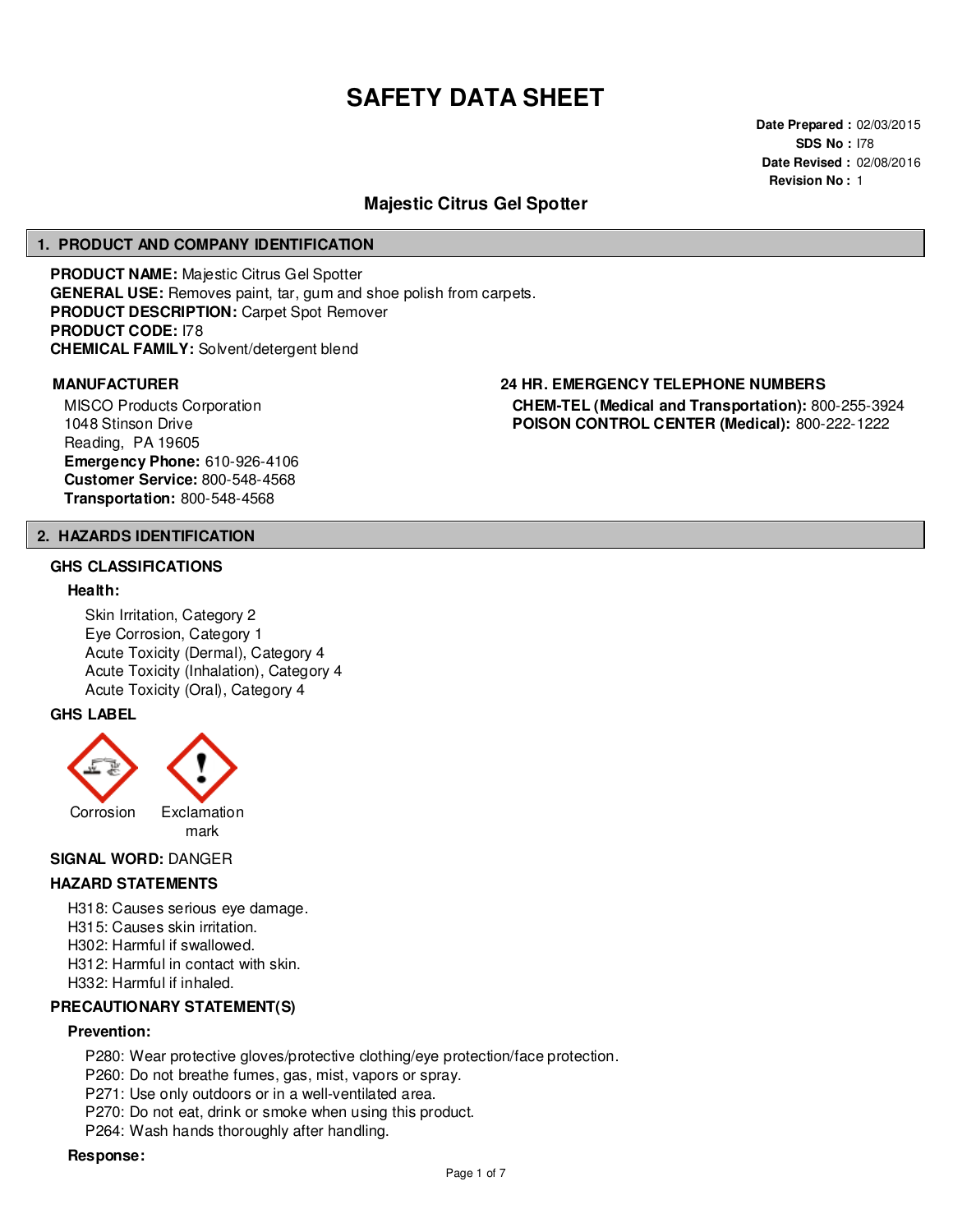# SAFETY DATA SHEET

**Date Prepared :** 02/03/2015
**SDS No :** I78
**Date Revised :** 02/08/2016
**Revision No :** 1

## Majestic Citrus Gel Spotter

## 1. PRODUCT AND COMPANY IDENTIFICATION

**PRODUCT NAME:** Majestic Citrus Gel Spotter
**GENERAL USE:** Removes paint, tar, gum and shoe polish from carpets.
**PRODUCT DESCRIPTION:** Carpet Spot Remover
**PRODUCT CODE:** I78
**CHEMICAL FAMILY:** Solvent/detergent blend

### MANUFACTURER

MISCO Products Corporation
1048 Stinson Drive
Reading, PA 19605
**Emergency Phone:** 610-926-4106
**Customer Service:** 800-548-4568
**Transportation:** 800-548-4568

### 24 HR. EMERGENCY TELEPHONE NUMBERS

**CHEM-TEL (Medical and Transportation):** 800-255-3924
**POISON CONTROL CENTER (Medical):** 800-222-1222

## 2. HAZARDS IDENTIFICATION

### GHS CLASSIFICATIONS

**Health:**

Skin Irritation, Category 2
Eye Corrosion, Category 1
Acute Toxicity (Dermal), Category 4
Acute Toxicity (Inhalation), Category 4
Acute Toxicity (Oral), Category 4

### GHS LABEL

Corrosion
Exclamation mark

**SIGNAL WORD:** DANGER

### HAZARD STATEMENTS

H318: Causes serious eye damage.
H315: Causes skin irritation.
H302: Harmful if swallowed.
H312: Harmful in contact with skin.
H332: Harmful if inhaled.

### PRECAUTIONARY STATEMENT(S)

**Prevention:**

P280: Wear protective gloves/protective clothing/eye protection/face protection.
P260: Do not breathe fumes, gas, mist, vapors or spray.
P271: Use only outdoors or in a well-ventilated area.
P270: Do not eat, drink or smoke when using this product.
P264: Wash hands thoroughly after handling.

**Response:**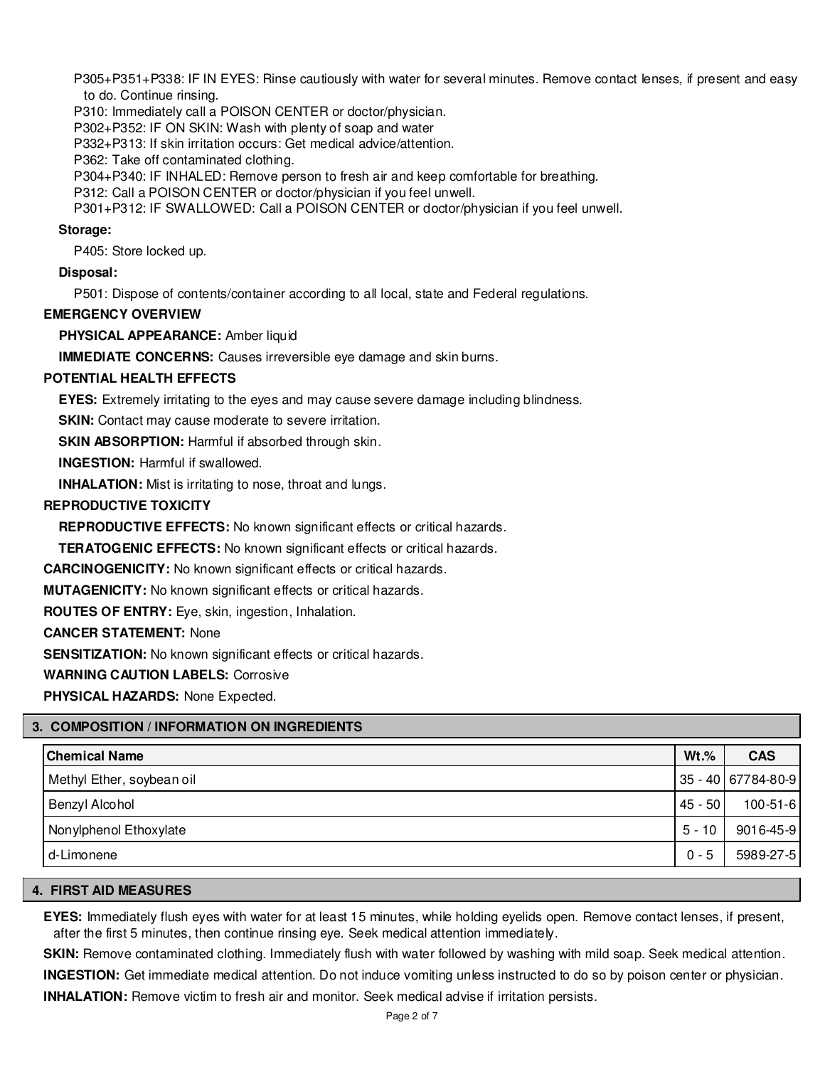P305+P351+P338: IF IN EYES: Rinse cautiously with water for several minutes. Remove contact lenses, if present and easy to do. Continue rinsing.

P310: Immediately call a POISON CENTER or doctor/physician.

P302+P352: IF ON SKIN: Wash with plenty of soap and water

P332+P313: If skin irritation occurs: Get medical advice/attention.

P362: Take off contaminated clothing.

P304+P340: IF INHALED: Remove person to fresh air and keep comfortable for breathing.

P312: Call a POISON CENTER or doctor/physician if you feel unwell.

P301+P312: IF SWALLOWED: Call a POISON CENTER or doctor/physician if you feel unwell.

**Storage:**

P405: Store locked up.

**Disposal:**

P501: Dispose of contents/container according to all local, state and Federal regulations.

**EMERGENCY OVERVIEW**

**PHYSICAL APPEARANCE:** Amber liquid

**IMMEDIATE CONCERNS:** Causes irreversible eye damage and skin burns.

**POTENTIAL HEALTH EFFECTS**

**EYES:** Extremely irritating to the eyes and may cause severe damage including blindness.

**SKIN:** Contact may cause moderate to severe irritation.

**SKIN ABSORPTION:** Harmful if absorbed through skin.

**INGESTION:** Harmful if swallowed.

**INHALATION:** Mist is irritating to nose, throat and lungs.

**REPRODUCTIVE TOXICITY**

**REPRODUCTIVE EFFECTS:** No known significant effects or critical hazards.

**TERATOGENIC EFFECTS:** No known significant effects or critical hazards.

**CARCINOGENICITY:** No known significant effects or critical hazards.

**MUTAGENICITY:** No known significant effects or critical hazards.

**ROUTES OF ENTRY:** Eye, skin, ingestion, Inhalation.

**CANCER STATEMENT:** None

**SENSITIZATION:** No known significant effects or critical hazards.

**WARNING CAUTION LABELS:** Corrosive

**PHYSICAL HAZARDS:** None Expected.

## 3. COMPOSITION / INFORMATION ON INGREDIENTS

| Chemical Name | Wt.% | CAS |
|---|---|---|
| Methyl Ether, soybean oil | 35 - 40 | 67784-80-9 |
| Benzyl Alcohol | 45 - 50 | 100-51-6 |
| Nonylphenol Ethoxylate | 5 - 10 | 9016-45-9 |
| d-Limonene | 0 - 5 | 5989-27-5 |

## 4. FIRST AID MEASURES

**EYES:** Immediately flush eyes with water for at least 15 minutes, while holding eyelids open. Remove contact lenses, if present, after the first 5 minutes, then continue rinsing eye. Seek medical attention immediately.

**SKIN:** Remove contaminated clothing. Immediately flush with water followed by washing with mild soap. Seek medical attention.

**INGESTION:** Get immediate medical attention. Do not induce vomiting unless instructed to do so by poison center or physician.

**INHALATION:** Remove victim to fresh air and monitor. Seek medical advise if irritation persists.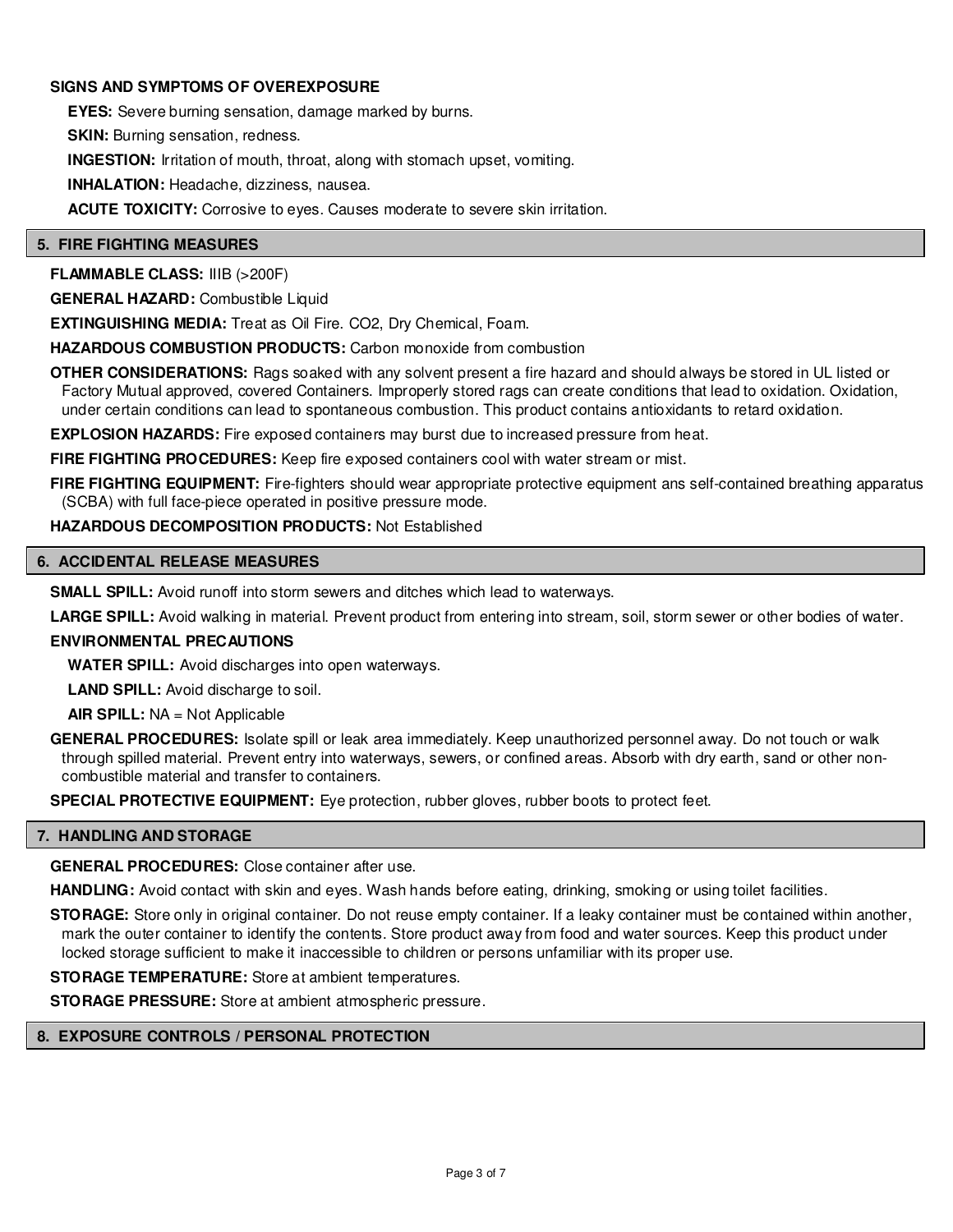**SIGNS AND SYMPTOMS OF OVEREXPOSURE**

**EYES:** Severe burning sensation, damage marked by burns.

**SKIN:** Burning sensation, redness.

**INGESTION:** Irritation of mouth, throat, along with stomach upset, vomiting.

**INHALATION:** Headache, dizziness, nausea.

**ACUTE TOXICITY:** Corrosive to eyes. Causes moderate to severe skin irritation.

## 5. FIRE FIGHTING MEASURES

**FLAMMABLE CLASS:** IIIB (>200F)

**GENERAL HAZARD:** Combustible Liquid

**EXTINGUISHING MEDIA:** Treat as Oil Fire. CO2, Dry Chemical, Foam.

**HAZARDOUS COMBUSTION PRODUCTS:** Carbon monoxide from combustion

**OTHER CONSIDERATIONS:** Rags soaked with any solvent present a fire hazard and should always be stored in UL listed or Factory Mutual approved, covered Containers. Improperly stored rags can create conditions that lead to oxidation. Oxidation, under certain conditions can lead to spontaneous combustion. This product contains antioxidants to retard oxidation.

**EXPLOSION HAZARDS:** Fire exposed containers may burst due to increased pressure from heat.

**FIRE FIGHTING PROCEDURES:** Keep fire exposed containers cool with water stream or mist.

**FIRE FIGHTING EQUIPMENT:** Fire-fighters should wear appropriate protective equipment ans self-contained breathing apparatus (SCBA) with full face-piece operated in positive pressure mode.

**HAZARDOUS DECOMPOSITION PRODUCTS:** Not Established

## 6. ACCIDENTAL RELEASE MEASURES

**SMALL SPILL:** Avoid runoff into storm sewers and ditches which lead to waterways.

**LARGE SPILL:** Avoid walking in material. Prevent product from entering into stream, soil, storm sewer or other bodies of water.

**ENVIRONMENTAL PRECAUTIONS**

**WATER SPILL:** Avoid discharges into open waterways.

**LAND SPILL:** Avoid discharge to soil.

**AIR SPILL:** NA = Not Applicable

**GENERAL PROCEDURES:** Isolate spill or leak area immediately. Keep unauthorized personnel away. Do not touch or walk through spilled material. Prevent entry into waterways, sewers, or confined areas. Absorb with dry earth, sand or other non-combustible material and transfer to containers.

**SPECIAL PROTECTIVE EQUIPMENT:** Eye protection, rubber gloves, rubber boots to protect feet.

## 7. HANDLING AND STORAGE

**GENERAL PROCEDURES:** Close container after use.

**HANDLING:** Avoid contact with skin and eyes. Wash hands before eating, drinking, smoking or using toilet facilities.

**STORAGE:** Store only in original container. Do not reuse empty container. If a leaky container must be contained within another, mark the outer container to identify the contents. Store product away from food and water sources. Keep this product under locked storage sufficient to make it inaccessible to children or persons unfamiliar with its proper use.

**STORAGE TEMPERATURE:** Store at ambient temperatures.

**STORAGE PRESSURE:** Store at ambient atmospheric pressure.

## 8. EXPOSURE CONTROLS / PERSONAL PROTECTION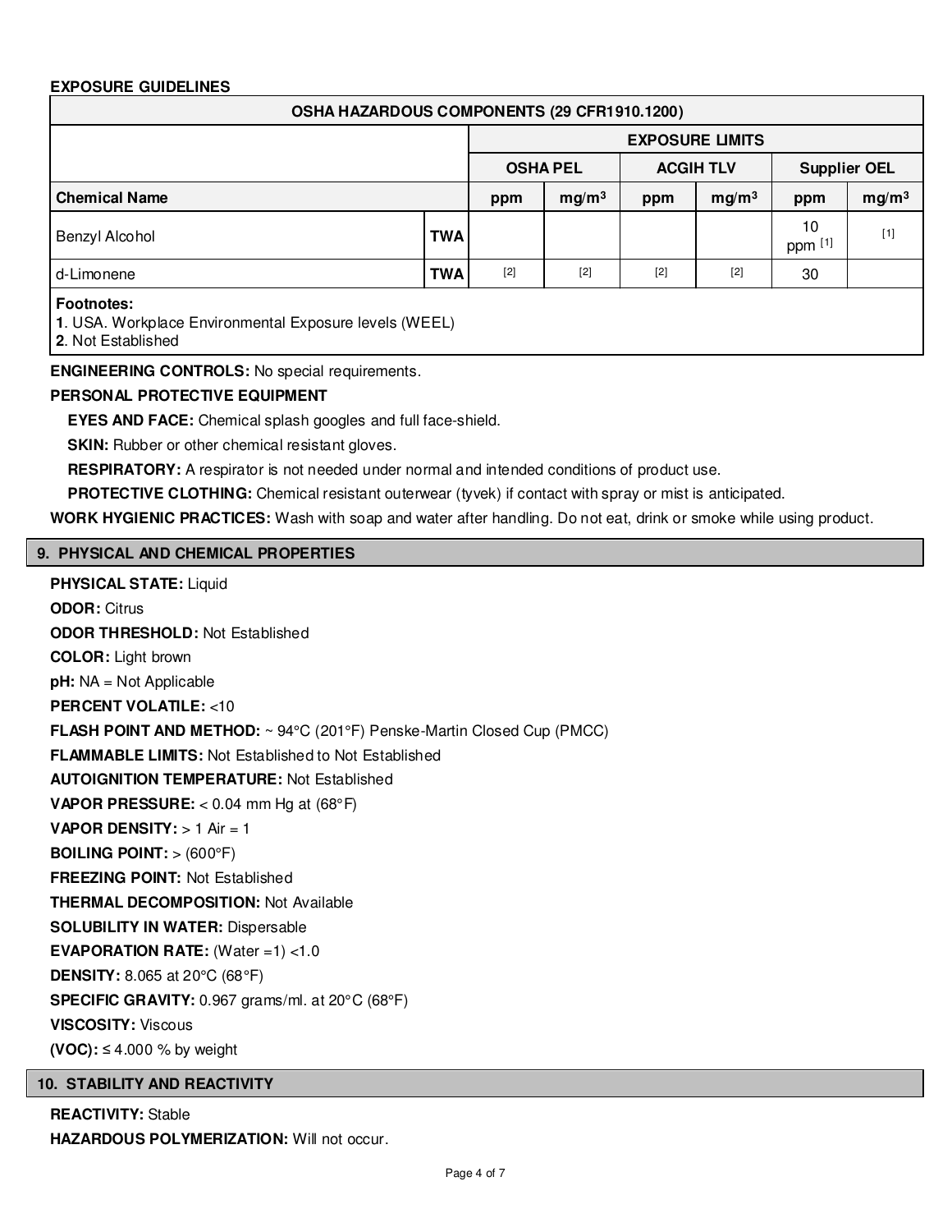**EXPOSURE GUIDELINES**

| OSHA HAZARDOUS COMPONENTS (29 CFR1910.1200) | | | | | | | |
|---|---|---|---|---|---|---|---|
| | | EXPOSURE LIMITS | | | | | |
| | | OSHA PEL | | ACGIH TLV | | Supplier OEL | |
| **Chemical Name** | | ppm | mg/m³ | ppm | mg/m³ | ppm | mg/m³ |
| Benzyl Alcohol | **TWA** | | | | | 10 ppm [1] | [1] |
| d-Limonene | **TWA** | [2] | [2] | [2] | [2] | 30 | |

**Footnotes:**
**1**. USA. Workplace Environmental Exposure levels (WEEL)
**2**. Not Established

**ENGINEERING CONTROLS:** No special requirements.

**PERSONAL PROTECTIVE EQUIPMENT**

**EYES AND FACE:** Chemical splash googles and full face-shield.

**SKIN:** Rubber or other chemical resistant gloves.

**RESPIRATORY:** A respirator is not needed under normal and intended conditions of product use.

**PROTECTIVE CLOTHING:** Chemical resistant outerwear (tyvek) if contact with spray or mist is anticipated.

**WORK HYGIENIC PRACTICES:** Wash with soap and water after handling. Do not eat, drink or smoke while using product.

## 9. PHYSICAL AND CHEMICAL PROPERTIES

**PHYSICAL STATE:** Liquid

**ODOR:** Citrus

**ODOR THRESHOLD:** Not Established

**COLOR:** Light brown

**pH:** NA = Not Applicable

**PERCENT VOLATILE:** <10

**FLASH POINT AND METHOD:** ~ 94°C (201°F) Penske-Martin Closed Cup (PMCC)

**FLAMMABLE LIMITS:** Not Established to Not Established

**AUTOIGNITION TEMPERATURE:** Not Established

**VAPOR PRESSURE:** < 0.04 mm Hg at (68°F)

**VAPOR DENSITY:** > 1 Air = 1

**BOILING POINT:** > (600°F)

**FREEZING POINT:** Not Established

**THERMAL DECOMPOSITION:** Not Available

**SOLUBILITY IN WATER:** Dispersable

**EVAPORATION RATE:** (Water =1) <1.0

**DENSITY:** 8.065 at 20°C (68°F)

**SPECIFIC GRAVITY:** 0.967 grams/ml. at 20°C (68°F)

**VISCOSITY:** Viscous

**(VOC):** ≤ 4.000 % by weight

## 10. STABILITY AND REACTIVITY

**REACTIVITY:** Stable

**HAZARDOUS POLYMERIZATION:** Will not occur.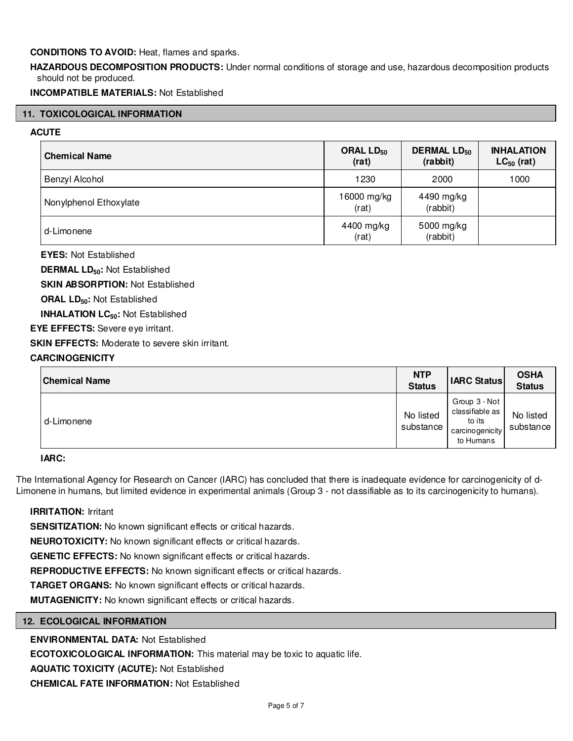**CONDITIONS TO AVOID:** Heat, flames and sparks.

**HAZARDOUS DECOMPOSITION PRODUCTS:** Under normal conditions of storage and use, hazardous decomposition products should not be produced.

**INCOMPATIBLE MATERIALS:** Not Established

## 11. TOXICOLOGICAL INFORMATION

### ACUTE

| Chemical Name | ORAL $LD_{50}$ (rat) | DERMAL $LD_{50}$ (rabbit) | INHALATION $LC_{50}$ (rat) |
|---|---|---|---|
| Benzyl Alcohol | 1230 | 2000 | 1000 |
| Nonylphenol Ethoxylate | 16000 mg/kg (rat) | 4490 mg/kg (rabbit) | |
| d-Limonene | 4400 mg/kg (rat) | 5000 mg/kg (rabbit) | |

**EYES:** Not Established

**DERMAL $LD_{50}$:** Not Established

**SKIN ABSORPTION:** Not Established

**ORAL $LD_{50}$:** Not Established

**INHALATION $LC_{50}$:** Not Established

**EYE EFFECTS:** Severe eye irritant.

**SKIN EFFECTS:** Moderate to severe skin irritant.

### CARCINOGENICITY

| Chemical Name | NTP Status | IARC Status | OSHA Status |
|---|---|---|---|
| d-Limonene | No listed substance | Group 3 - Not classifiable as to its carcinogenicity to Humans | No listed substance |

**IARC:**

The International Agency for Research on Cancer (IARC) has concluded that there is inadequate evidence for carcinogenicity of d-Limonene in humans, but limited evidence in experimental animals (Group 3 - not classifiable as to its carcinogenicity to humans).

**IRRITATION:** Irritant

**SENSITIZATION:** No known significant effects or critical hazards.

**NEUROTOXICITY:** No known significant effects or critical hazards.

**GENETIC EFFECTS:** No known significant effects or critical hazards.

**REPRODUCTIVE EFFECTS:** No known significant effects or critical hazards.

**TARGET ORGANS:** No known significant effects or critical hazards.

**MUTAGENICITY:** No known significant effects or critical hazards.

## 12. ECOLOGICAL INFORMATION

**ENVIRONMENTAL DATA:** Not Established

**ECOTOXICOLOGICAL INFORMATION:** This material may be toxic to aquatic life.

**AQUATIC TOXICITY (ACUTE):** Not Established

**CHEMICAL FATE INFORMATION:** Not Established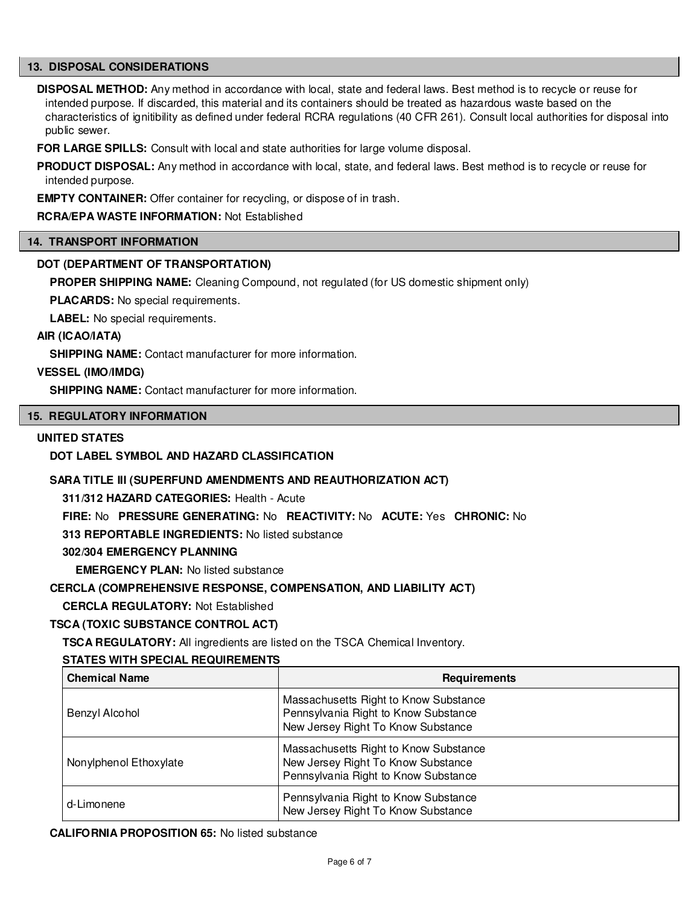## 13. DISPOSAL CONSIDERATIONS

**DISPOSAL METHOD:** Any method in accordance with local, state and federal laws. Best method is to recycle or reuse for intended purpose. If discarded, this material and its containers should be treated as hazardous waste based on the characteristics of ignitibility as defined under federal RCRA regulations (40 CFR 261). Consult local authorities for disposal into public sewer.

**FOR LARGE SPILLS:** Consult with local and state authorities for large volume disposal.

**PRODUCT DISPOSAL:** Any method in accordance with local, state, and federal laws. Best method is to recycle or reuse for intended purpose.

**EMPTY CONTAINER:** Offer container for recycling, or dispose of in trash.

**RCRA/EPA WASTE INFORMATION:** Not Established

## 14. TRANSPORT INFORMATION

### DOT (DEPARTMENT OF TRANSPORTATION)

**PROPER SHIPPING NAME:** Cleaning Compound, not regulated (for US domestic shipment only)

**PLACARDS:** No special requirements.

**LABEL:** No special requirements.

### AIR (ICAO/IATA)

**SHIPPING NAME:** Contact manufacturer for more information.

### VESSEL (IMO/IMDG)

**SHIPPING NAME:** Contact manufacturer for more information.

## 15. REGULATORY INFORMATION

### UNITED STATES

**DOT LABEL SYMBOL AND HAZARD CLASSIFICATION**

**SARA TITLE III (SUPERFUND AMENDMENTS AND REAUTHORIZATION ACT)**

**311/312 HAZARD CATEGORIES:** Health - Acute

**FIRE:** No **PRESSURE GENERATING:** No **REACTIVITY:** No **ACUTE:** Yes **CHRONIC:** No

**313 REPORTABLE INGREDIENTS:** No listed substance

**302/304 EMERGENCY PLANNING**

**EMERGENCY PLAN:** No listed substance

**CERCLA (COMPREHENSIVE RESPONSE, COMPENSATION, AND LIABILITY ACT)**

**CERCLA REGULATORY:** Not Established

**TSCA (TOXIC SUBSTANCE CONTROL ACT)**

**TSCA REGULATORY:** All ingredients are listed on the TSCA Chemical Inventory.

**STATES WITH SPECIAL REQUIREMENTS**

| Chemical Name | Requirements |
|---|---|
| Benzyl Alcohol | Massachusetts Right to Know Substance<br>Pennsylvania Right to Know Substance<br>New Jersey Right To Know Substance |
| Nonylphenol Ethoxylate | Massachusetts Right to Know Substance<br>New Jersey Right To Know Substance<br>Pennsylvania Right to Know Substance |
| d-Limonene | Pennsylvania Right to Know Substance<br>New Jersey Right To Know Substance |

**CALIFORNIA PROPOSITION 65:** No listed substance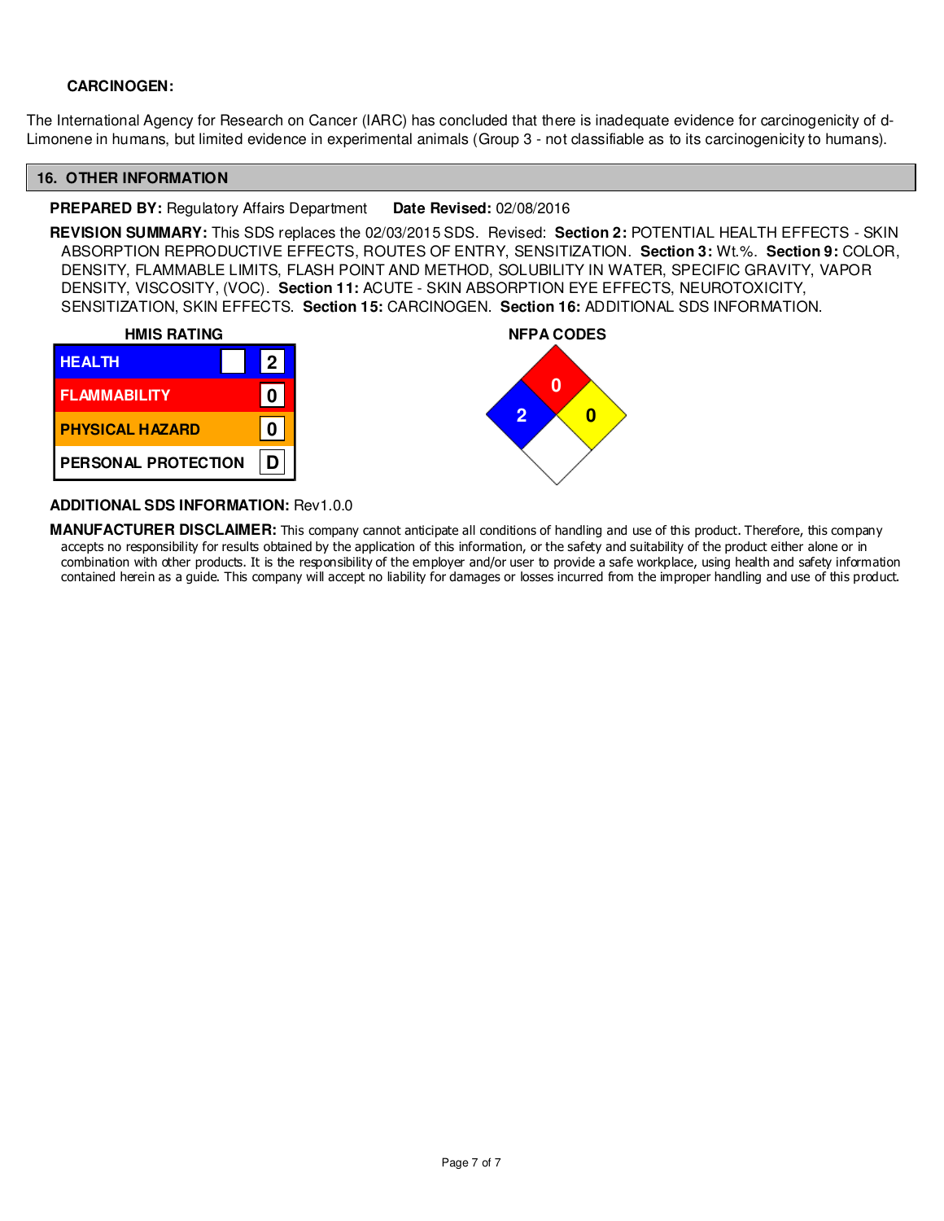**CARCINOGEN:**

The International Agency for Research on Cancer (IARC) has concluded that there is inadequate evidence for carcinogenicity of d-Limonene in humans, but limited evidence in experimental animals (Group 3 - not classifiable as to its carcinogenicity to humans).

## 16. OTHER INFORMATION

**PREPARED BY:** Regulatory Affairs Department **Date Revised:** 02/08/2016

**REVISION SUMMARY:** This SDS replaces the 02/03/2015 SDS. Revised: **Section 2:** POTENTIAL HEALTH EFFECTS - SKIN ABSORPTION REPRODUCTIVE EFFECTS, ROUTES OF ENTRY, SENSITIZATION. **Section 3:** Wt.%. **Section 9:** COLOR, DENSITY, FLAMMABLE LIMITS, FLASH POINT AND METHOD, SOLUBILITY IN WATER, SPECIFIC GRAVITY, VAPOR DENSITY, VISCOSITY, (VOC). **Section 11:** ACUTE - SKIN ABSORPTION EYE EFFECTS, NEUROTOXICITY, SENSITIZATION, SKIN EFFECTS. **Section 15:** CARCINOGEN. **Section 16:** ADDITIONAL SDS INFORMATION.

**HMIS RATING**

| | |
|---|---|
| HEALTH | 2 |
| FLAMMABILITY | 0 |
| PHYSICAL HAZARD | 0 |
| PERSONAL PROTECTION | D |

**NFPA CODES**

0
2
0

**ADDITIONAL SDS INFORMATION:** Rev1.0.0

**MANUFACTURER DISCLAIMER:** This company cannot anticipate all conditions of handling and use of this product. Therefore, this company accepts no responsibility for results obtained by the application of this information, or the safety and suitability of the product either alone or in combination with other products. It is the responsibility of the employer and/or user to provide a safe workplace, using health and safety information contained herein as a guide. This company will accept no liability for damages or losses incurred from the improper handling and use of this product.